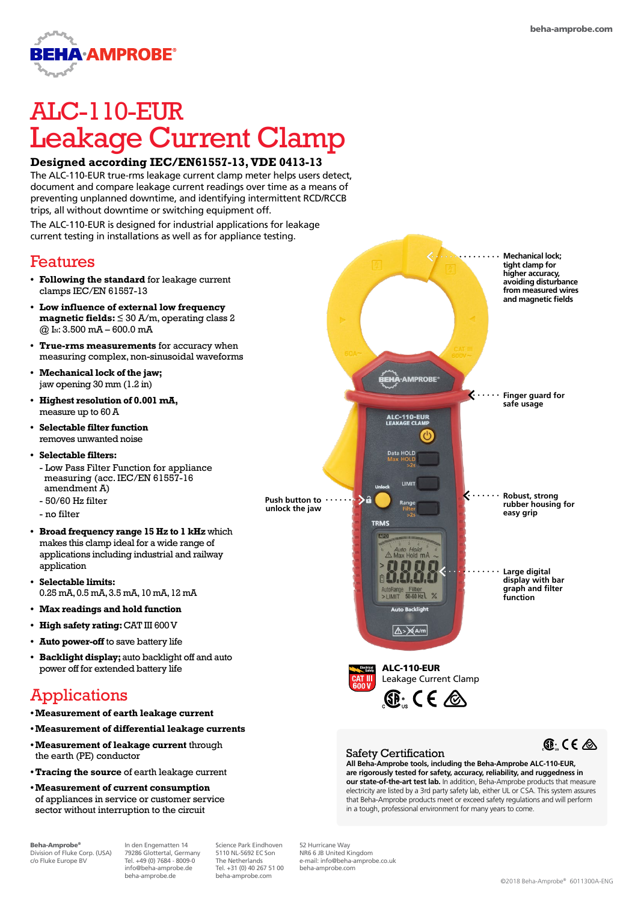# ALC-110-EUR
# Leakage Current Clamp

**Designed according IEC/EN61557-13, VDE 0413-13**

The ALC-110-EUR true-rms leakage current clamp meter helps users detect, document and compare leakage current readings over time as a means of preventing unplanned downtime, and identifying intermittent RCD/RCCB trips, all without downtime or switching equipment off.

The ALC-110-EUR is designed for industrial applications for leakage current testing in installations as well as for appliance testing.

## Features

- **Following the standard** for leakage current clamps IEC/EN 61557-13
- **Low influence of external low frequency magnetic fields:** ≤ 30 A/m, operating class 2 @ $I_N$: 3.500 mA – 600.0 mA
- **True-rms measurements** for accuracy when measuring complex, non-sinusoidal waveforms
- **Mechanical lock of the jaw;** jaw opening 30 mm (1.2 in)
- **Highest resolution of 0.001 mA,** measure up to 60 A
- **Selectable filter function** removes unwanted noise
- **Selectable filters:**
  - Low Pass Filter Function for appliance measuring (acc. IEC/EN 61557-16 amendment A)
  - 50/60 Hz filter
  - no filter
- **Broad frequency range 15 Hz to 1 kHz** which makes this clamp ideal for a wide range of applications including industrial and railway application
- **Selectable limits:** 0.25 mA, 0.5 mA, 3.5 mA, 10 mA, 12 mA
- **Max readings and hold function**
- **High safety rating:** CAT III 600 V
- **Auto power-off** to save battery life
- **Backlight display;** auto backlight off and auto power off for extended battery life

## Applications

- **Measurement of earth leakage current**
- **Measurement of differential leakage currents**
- **Measurement of leakage current** through the earth (PE) conductor
- **Tracing the source** of earth leakage current
- **Measurement of current consumption** of appliances in service or customer service sector without interruption to the circuit

Mechanical lock; tight clamp for higher accuracy, avoiding disturbance from measured wires and magnetic fields

Finger guard for safe usage

Push button to unlock the jaw

Robust, strong rubber housing for easy grip

Large digital display with bar graph and filter function

**ALC-110-EUR**
Leakage Current Clamp

CAT III 600 V

## Safety Certification

**All Beha-Amprobe tools, including the Beha-Amprobe ALC-110-EUR, are rigorously tested for safety, accuracy, reliability, and ruggedness in our state-of-the-art test lab.** In addition, Beha-Amprobe products that measure electricity are listed by a 3rd party safety lab, either UL or CSA. This system assures that Beha-Amprobe products meet or exceed safety regulations and will perform in a tough, professional environment for many years to come.

**Beha-Amprobe®**
Division of Fluke Corp. (USA)
c/o Fluke Europe BV

In den Engematten 14
79286 Glottertal, Germany
Tel. +49 (0) 7684 - 8009-0
info@beha-amprobe.de
beha-amprobe.de

Science Park Eindhoven
5110 NL-5692 EC Son
The Netherlands
Tel. +31 (0) 40 267 51 00
beha-amprobe.com

52 Hurricane Way
NR6 6 JB United Kingdom
e-mail: info@beha-amprobe.co.uk
beha-amprobe.com

©2018 Beha-Amprobe® 6011300A-ENG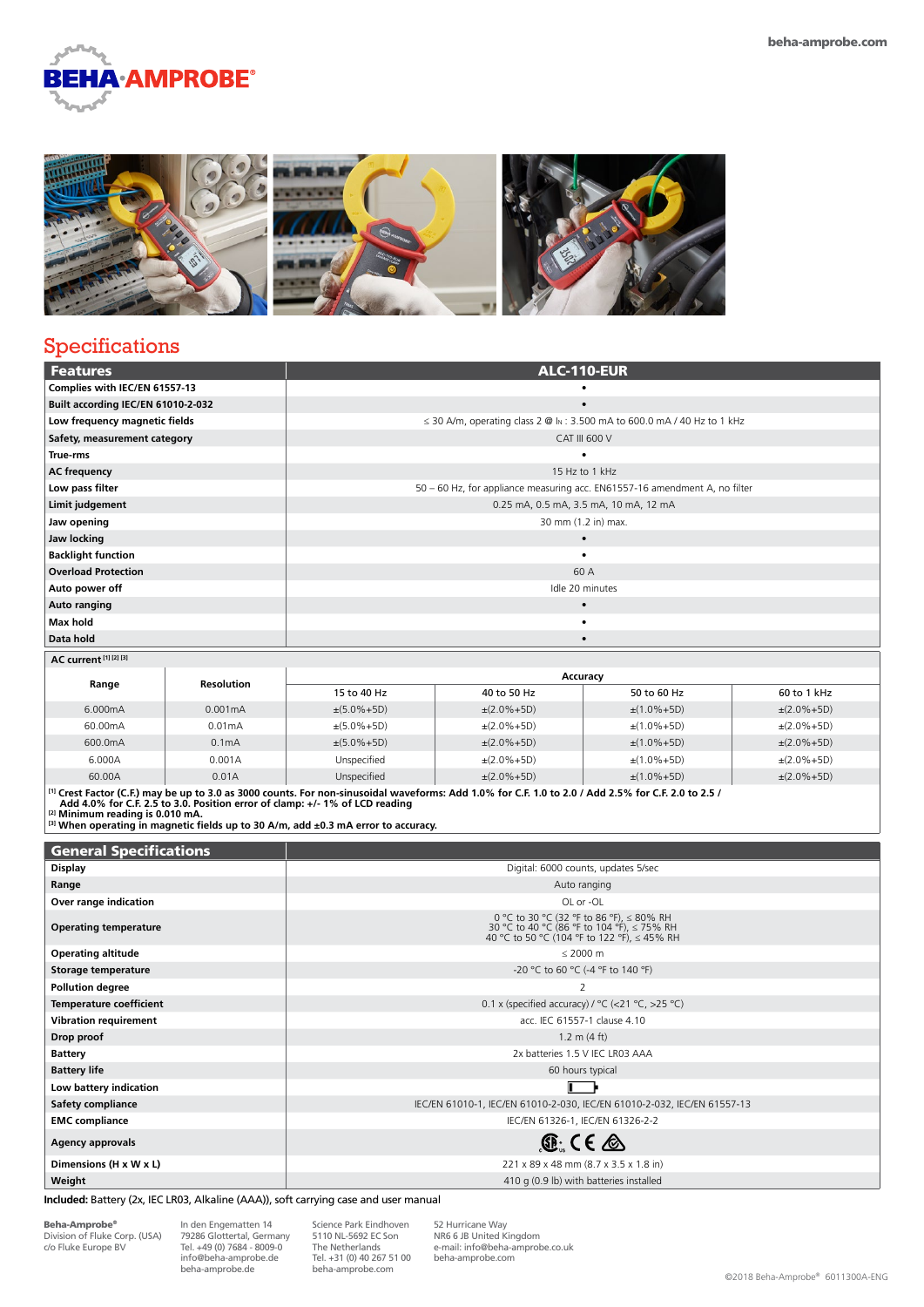# Specifications

| Features | ALC-110-EUR |
|---|---|
| Complies with IEC/EN 61557-13 | • |
| Built according IEC/EN 61010-2-032 | • |
| Low frequency magnetic fields | ≤ 30 A/m, operating class 2 @ $I_N$ : 3.500 mA to 600.0 mA / 40 Hz to 1 kHz |
| Safety, measurement category | CAT III 600 V |
| True-rms | • |
| AC frequency | 15 Hz to 1 kHz |
| Low pass filter | 50 – 60 Hz, for appliance measuring acc. EN61557-16 amendment A, no filter |
| Limit judgement | 0.25 mA, 0.5 mA, 3.5 mA, 10 mA, 12 mA |
| Jaw opening | 30 mm (1.2 in) max. |
| Jaw locking | • |
| Backlight function | • |
| Overload Protection | 60 A |
| Auto power off | Idle 20 minutes |
| Auto ranging | • |
| Max hold | • |
| Data hold | • |

**AC current** [1] [2] [3]

| Range | Resolution | Accuracy | | | |
|---|---|---|---|---|---|
| | | 15 to 40 Hz | 40 to 50 Hz | 50 to 60 Hz | 60 to 1 kHz |
| 6.000mA | 0.001mA | ±(5.0%+5D) | ±(2.0%+5D) | ±(1.0%+5D) | ±(2.0%+5D) |
| 60.00mA | 0.01mA | ±(5.0%+5D) | ±(2.0%+5D) | ±(1.0%+5D) | ±(2.0%+5D) |
| 600.0mA | 0.1mA | ±(5.0%+5D) | ±(2.0%+5D) | ±(1.0%+5D) | ±(2.0%+5D) |
| 6.000A | 0.001A | Unspecified | ±(2.0%+5D) | ±(1.0%+5D) | ±(2.0%+5D) |
| 60.00A | 0.01A | Unspecified | ±(2.0%+5D) | ±(1.0%+5D) | ±(2.0%+5D) |

[1] **Crest Factor (C.F.) may be up to 3.0 as 3000 counts. For non-sinusoidal waveforms: Add 1.0% for C.F. 1.0 to 2.0 / Add 2.5% for C.F. 2.0 to 2.5 / Add 4.0% for C.F. 2.5 to 3.0. Position error of clamp: +/- 1% of LCD reading**
[2] **Minimum reading is 0.010 mA.**
[3] **When operating in magnetic fields up to 30 A/m, add ±0.3 mA error to accuracy.**

| General Specifications | |
|---|---|
| Display | Digital: 6000 counts, updates 5/sec |
| Range | Auto ranging |
| Over range indication | OL or -OL |
| Operating temperature | 0 °C to 30 °C (32 °F to 86 °F), ≤ 80% RH<br>30 °C to 40 °C (86 °F to 104 °F), ≤ 75% RH<br>40 °C to 50 °C (104 °F to 122 °F), ≤ 45% RH |
| Operating altitude | ≤ 2000 m |
| Storage temperature | -20 °C to 60 °C (-4 °F to 140 °F) |
| Pollution degree | 2 |
| Temperature coefficient | 0.1 x (specified accuracy) / °C (<21 °C, >25 °C) |
| Vibration requirement | acc. IEC 61557-1 clause 4.10 |
| Drop proof | 1.2 m (4 ft) |
| Battery | 2x batteries 1.5 V IEC LR03 AAA |
| Battery life | 60 hours typical |
| Low battery indication | |
| Safety compliance | IEC/EN 61010-1, IEC/EN 61010-2-030, IEC/EN 61010-2-032, IEC/EN 61557-13 |
| EMC compliance | IEC/EN 61326-1, IEC/EN 61326-2-2 |
| Agency approvals | CSA, CE |
| Dimensions (H x W x L) | 221 x 89 x 48 mm (8.7 x 3.5 x 1.8 in) |
| Weight | 410 g (0.9 lb) with batteries installed |

**Included:** Battery (2x, IEC LR03, Alkaline (AAA)), soft carrying case and user manual

**Beha-Amprobe®**
Division of Fluke Corp. (USA)
c/o Fluke Europe BV

In den Engematten 14
79286 Glottertal, Germany
Tel. +49 (0) 7684 - 8009-0
info@beha-amprobe.de
beha-amprobe.de

Science Park Eindhoven
5110 NL-5692 EC Son
The Netherlands
Tel. +31 (0) 40 267 51 00
beha-amprobe.com

52 Hurricane Way
NR6 6 JB United Kingdom
e-mail: info@beha-amprobe.co.uk
beha-amprobe.com

©2018 Beha-Amprobe® 6011300A-ENG